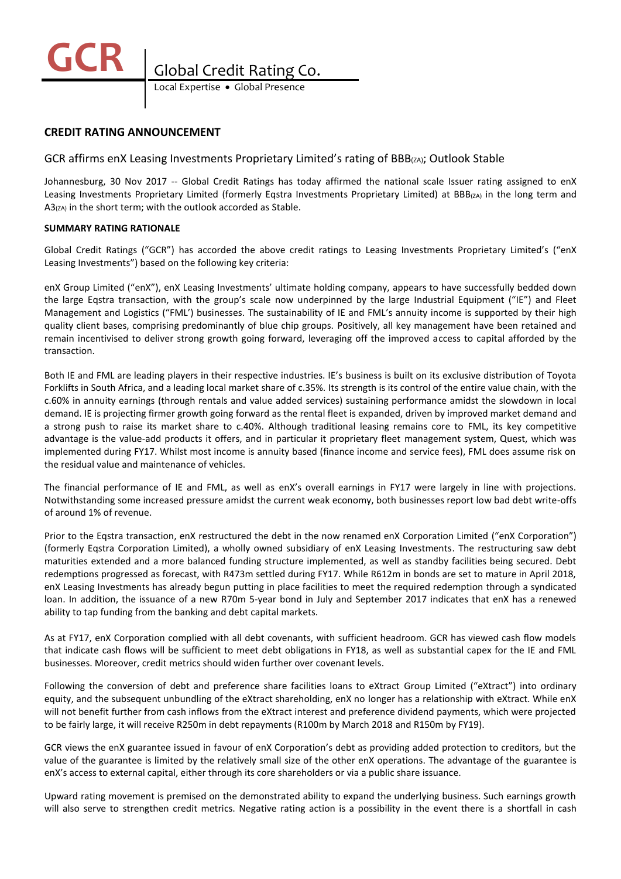# GCR | Global Credit Rating Co.

Local Expertise • Global Presence

## CREDIT RATING ANNOUNCEMENT

### GCR affirms enX Leasing Investments Proprietary Limited's rating of $BBB_{(ZA)}$; Outlook Stable

Johannesburg, 30 Nov 2017 -- Global Credit Ratings has today affirmed the national scale Issuer rating assigned to enX Leasing Investments Proprietary Limited (formerly Eqstra Investments Proprietary Limited) at $BBB_{(ZA)}$ in the long term and $A3_{(ZA)}$ in the short term; with the outlook accorded as Stable.

**SUMMARY RATING RATIONALE**

Global Credit Ratings ("GCR") has accorded the above credit ratings to Leasing Investments Proprietary Limited's ("enX Leasing Investments") based on the following key criteria:

enX Group Limited ("enX"), enX Leasing Investments' ultimate holding company, appears to have successfully bedded down the large Eqstra transaction, with the group's scale now underpinned by the large Industrial Equipment ("IE") and Fleet Management and Logistics ("FML') businesses. The sustainability of IE and FML's annuity income is supported by their high quality client bases, comprising predominantly of blue chip groups. Positively, all key management have been retained and remain incentivised to deliver strong growth going forward, leveraging off the improved access to capital afforded by the transaction.

Both IE and FML are leading players in their respective industries. IE's business is built on its exclusive distribution of Toyota Forklifts in South Africa, and a leading local market share of c.35%. Its strength is its control of the entire value chain, with the c.60% in annuity earnings (through rentals and value added services) sustaining performance amidst the slowdown in local demand. IE is projecting firmer growth going forward as the rental fleet is expanded, driven by improved market demand and a strong push to raise its market share to c.40%. Although traditional leasing remains core to FML, its key competitive advantage is the value-add products it offers, and in particular it proprietary fleet management system, Quest, which was implemented during FY17. Whilst most income is annuity based (finance income and service fees), FML does assume risk on the residual value and maintenance of vehicles.

The financial performance of IE and FML, as well as enX's overall earnings in FY17 were largely in line with projections. Notwithstanding some increased pressure amidst the current weak economy, both businesses report low bad debt write-offs of around 1% of revenue.

Prior to the Eqstra transaction, enX restructured the debt in the now renamed enX Corporation Limited ("enX Corporation") (formerly Eqstra Corporation Limited), a wholly owned subsidiary of enX Leasing Investments. The restructuring saw debt maturities extended and a more balanced funding structure implemented, as well as standby facilities being secured. Debt redemptions progressed as forecast, with R473m settled during FY17. While R612m in bonds are set to mature in April 2018, enX Leasing Investments has already begun putting in place facilities to meet the required redemption through a syndicated loan. In addition, the issuance of a new R70m 5-year bond in July and September 2017 indicates that enX has a renewed ability to tap funding from the banking and debt capital markets.

As at FY17, enX Corporation complied with all debt covenants, with sufficient headroom. GCR has viewed cash flow models that indicate cash flows will be sufficient to meet debt obligations in FY18, as well as substantial capex for the IE and FML businesses. Moreover, credit metrics should widen further over covenant levels.

Following the conversion of debt and preference share facilities loans to eXtract Group Limited ("eXtract") into ordinary equity, and the subsequent unbundling of the eXtract shareholding, enX no longer has a relationship with eXtract. While enX will not benefit further from cash inflows from the eXtract interest and preference dividend payments, which were projected to be fairly large, it will receive R250m in debt repayments (R100m by March 2018 and R150m by FY19).

GCR views the enX guarantee issued in favour of enX Corporation's debt as providing added protection to creditors, but the value of the guarantee is limited by the relatively small size of the other enX operations. The advantage of the guarantee is enX's access to external capital, either through its core shareholders or via a public share issuance.

Upward rating movement is premised on the demonstrated ability to expand the underlying business. Such earnings growth will also serve to strengthen credit metrics. Negative rating action is a possibility in the event there is a shortfall in cash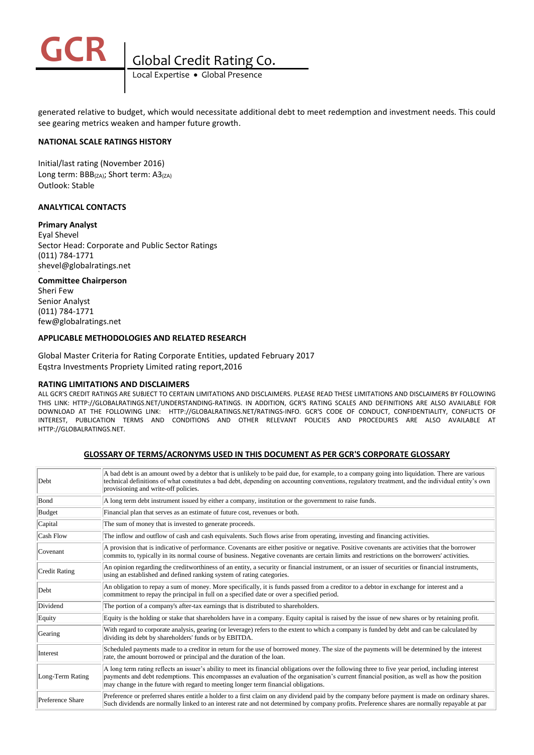generated relative to budget, which would necessitate additional debt to meet redemption and investment needs. This could see gearing metrics weaken and hamper future growth.

### NATIONAL SCALE RATINGS HISTORY

Initial/last rating (November 2016)
Long term: $BBB_{(ZA)}$; Short term: $A3_{(ZA)}$
Outlook: Stable

### ANALYTICAL CONTACTS

**Primary Analyst**
Eyal Shevel
Sector Head: Corporate and Public Sector Ratings
(011) 784-1771
shevel@globalratings.net

**Committee Chairperson**
Sheri Few
Senior Analyst
(011) 784-1771
few@globalratings.net

### APPLICABLE METHODOLOGIES AND RELATED RESEARCH

Global Master Criteria for Rating Corporate Entities, updated February 2017
Eqstra Investments Propriety Limited rating report,2016

### RATING LIMITATIONS AND DISCLAIMERS

ALL GCR'S CREDIT RATINGS ARE SUBJECT TO CERTAIN LIMITATIONS AND DISCLAIMERS. PLEASE READ THESE LIMITATIONS AND DISCLAIMERS BY FOLLOWING THIS LINK: HTTP://GLOBALRATINGS.NET/UNDERSTANDING-RATINGS. IN ADDITION, GCR'S RATING SCALES AND DEFINITIONS ARE ALSO AVAILABLE FOR DOWNLOAD AT THE FOLLOWING LINK: HTTP://GLOBALRATINGS.NET/RATINGS-INFO. GCR'S CODE OF CONDUCT, CONFIDENTIALITY, CONFLICTS OF INTEREST, PUBLICATION TERMS AND CONDITIONS AND OTHER RELEVANT POLICIES AND PROCEDURES ARE ALSO AVAILABLE AT HTTP://GLOBALRATINGS.NET.

### GLOSSARY OF TERMS/ACRONYMS USED IN THIS DOCUMENT AS PER GCR'S CORPORATE GLOSSARY

| Term | Definition |
|---|---|
| Debt | A bad debt is an amount owed by a debtor that is unlikely to be paid due, for example, to a company going into liquidation. There are various technical definitions of what constitutes a bad debt, depending on accounting conventions, regulatory treatment, and the individual entity's own provisioning and write-off policies. |
| Bond | A long term debt instrument issued by either a company, institution or the government to raise funds. |
| Budget | Financial plan that serves as an estimate of future cost, revenues or both. |
| Capital | The sum of money that is invested to generate proceeds. |
| Cash Flow | The inflow and outflow of cash and cash equivalents. Such flows arise from operating, investing and financing activities. |
| Covenant | A provision that is indicative of performance. Covenants are either positive or negative. Positive covenants are activities that the borrower commits to, typically in its normal course of business. Negative covenants are certain limits and restrictions on the borrowers' activities. |
| Credit Rating | An opinion regarding the creditworthiness of an entity, a security or financial instrument, or an issuer of securities or financial instruments, using an established and defined ranking system of rating categories. |
| Debt | An obligation to repay a sum of money. More specifically, it is funds passed from a creditor to a debtor in exchange for interest and a commitment to repay the principal in full on a specified date or over a specified period. |
| Dividend | The portion of a company's after-tax earnings that is distributed to shareholders. |
| Equity | Equity is the holding or stake that shareholders have in a company. Equity capital is raised by the issue of new shares or by retaining profit. |
| Gearing | With regard to corporate analysis, gearing (or leverage) refers to the extent to which a company is funded by debt and can be calculated by dividing its debt by shareholders' funds or by EBITDA. |
| Interest | Scheduled payments made to a creditor in return for the use of borrowed money. The size of the payments will be determined by the interest rate, the amount borrowed or principal and the duration of the loan. |
| Long-Term Rating | A long term rating reflects an issuer's ability to meet its financial obligations over the following three to five year period, including interest payments and debt redemptions. This encompasses an evaluation of the organisation's current financial position, as well as how the position may change in the future with regard to meeting longer term financial obligations. |
| Preference Share | Preference or preferred shares entitle a holder to a first claim on any dividend paid by the company before payment is made on ordinary shares. Such dividends are normally linked to an interest rate and not determined by company profits. Preference shares are normally repayable at par |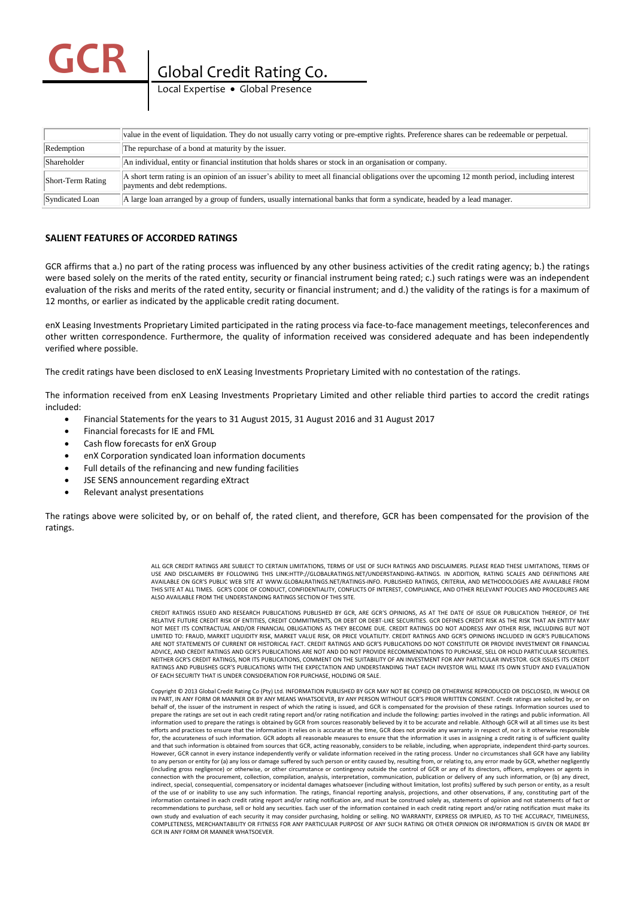| | |
|---|---|
| | value in the event of liquidation. They do not usually carry voting or pre-emptive rights. Preference shares can be redeemable or perpetual. |
| Redemption | The repurchase of a bond at maturity by the issuer. |
| Shareholder | An individual, entity or financial institution that holds shares or stock in an organisation or company. |
| Short-Term Rating | A short term rating is an opinion of an issuer's ability to meet all financial obligations over the upcoming 12 month period, including interest payments and debt redemptions. |
| Syndicated Loan | A large loan arranged by a group of funders, usually international banks that form a syndicate, headed by a lead manager. |

## SALIENT FEATURES OF ACCORDED RATINGS

GCR affirms that a.) no part of the rating process was influenced by any other business activities of the credit rating agency; b.) the ratings were based solely on the merits of the rated entity, security or financial instrument being rated; c.) such ratings were was an independent evaluation of the risks and merits of the rated entity, security or financial instrument; and d.) the validity of the ratings is for a maximum of 12 months, or earlier as indicated by the applicable credit rating document.

enX Leasing Investments Proprietary Limited participated in the rating process via face-to-face management meetings, teleconferences and other written correspondence. Furthermore, the quality of information received was considered adequate and has been independently verified where possible.

The credit ratings have been disclosed to enX Leasing Investments Proprietary Limited with no contestation of the ratings.

The information received from enX Leasing Investments Proprietary Limited and other reliable third parties to accord the credit ratings included:

- Financial Statements for the years to 31 August 2015, 31 August 2016 and 31 August 2017
- Financial forecasts for IE and FML
- Cash flow forecasts for enX Group
- enX Corporation syndicated loan information documents
- Full details of the refinancing and new funding facilities
- JSE SENS announcement regarding eXtract
- Relevant analyst presentations

The ratings above were solicited by, or on behalf of, the rated client, and therefore, GCR has been compensated for the provision of the ratings.

ALL GCR CREDIT RATINGS ARE SUBJECT TO CERTAIN LIMITATIONS, TERMS OF USE OF SUCH RATINGS AND DISCLAIMERS. PLEASE READ THESE LIMITATIONS, TERMS OF USE AND DISCLAIMERS BY FOLLOWING THIS LINK:HTTP://GLOBALRATINGS.NET/UNDERSTANDING-RATINGS. IN ADDITION, RATING SCALES AND DEFINITIONS ARE AVAILABLE ON GCR'S PUBLIC WEB SITE AT WWW.GLOBALRATINGS.NET/RATINGS-INFO. PUBLISHED RATINGS, CRITERIA, AND METHODOLOGIES ARE AVAILABLE FROM THIS SITE AT ALL TIMES. GCR'S CODE OF CONDUCT, CONFIDENTIALITY, CONFLICTS OF INTEREST, COMPLIANCE, AND OTHER RELEVANT POLICIES AND PROCEDURES ARE ALSO AVAILABLE FROM THE UNDERSTANDING RATINGS SECTION OF THIS SITE.

CREDIT RATINGS ISSUED AND RESEARCH PUBLICATIONS PUBLISHED BY GCR, ARE GCR'S OPINIONS, AS AT THE DATE OF ISSUE OR PUBLICATION THEREOF, OF THE RELATIVE FUTURE CREDIT RISK OF ENTITIES, CREDIT COMMITMENTS, OR DEBT OR DEBT-LIKE SECURITIES. GCR DEFINES CREDIT RISK AS THE RISK THAT AN ENTITY MAY NOT MEET ITS CONTRACTUAL AND/OR FINANCIAL OBLIGATIONS AS THEY BECOME DUE. CREDIT RATINGS DO NOT ADDRESS ANY OTHER RISK, INCLUDING BUT NOT LIMITED TO: FRAUD, MARKET LIQUIDITY RISK, MARKET VALUE RISK, OR PRICE VOLATILITY. CREDIT RATINGS AND GCR'S OPINIONS INCLUDED IN GCR'S PUBLICATIONS ARE NOT STATEMENTS OF CURRENT OR HISTORICAL FACT. CREDIT RATINGS AND GCR'S PUBLICATIONS DO NOT CONSTITUTE OR PROVIDE INVESTMENT OR FINANCIAL ADVICE, AND CREDIT RATINGS AND GCR'S PUBLICATIONS ARE NOT AND DO NOT PROVIDE RECOMMENDATIONS TO PURCHASE, SELL OR HOLD PARTICULAR SECURITIES. NEITHER GCR'S CREDIT RATINGS, NOR ITS PUBLICATIONS, COMMENT ON THE SUITABILITY OF AN INVESTMENT FOR ANY PARTICULAR INVESTOR. GCR ISSUES ITS CREDIT RATINGS AND PUBLISHES GCR'S PUBLICATIONS WITH THE EXPECTATION AND UNDERSTANDING THAT EACH INVESTOR WILL MAKE ITS OWN STUDY AND EVALUATION OF EACH SECURITY THAT IS UNDER CONSIDERATION FOR PURCHASE, HOLDING OR SALE.

Copyright © 2013 Global Credit Rating Co (Pty) Ltd. INFORMATION PUBLISHED BY GCR MAY NOT BE COPIED OR OTHERWISE REPRODUCED OR DISCLOSED, IN WHOLE OR IN PART, IN ANY FORM OR MANNER OR BY ANY MEANS WHATSOEVER, BY ANY PERSON WITHOUT GCR'S PRIOR WRITTEN CONSENT. Credit ratings are solicited by, or on behalf of, the issuer of the instrument in respect of which the rating is issued, and GCR is compensated for the provision of these ratings. Information sources used to prepare the ratings are set out in each credit rating report and/or rating notification and include the following: parties involved in the ratings and public information. All information used to prepare the ratings is obtained by GCR from sources reasonably believed by it to be accurate and reliable. Although GCR will at all times use its best efforts and practices to ensure that the information it relies on is accurate at the time, GCR does not provide any warranty in respect of, nor is it otherwise responsible for, the accurateness of such information. GCR adopts all reasonable measures to ensure that the information it uses in assigning a credit rating is of sufficient quality and that such information is obtained from sources that GCR, acting reasonably, considers to be reliable, including, when appropriate, independent third-party sources. However, GCR cannot in every instance independently verify or validate information received in the rating process. Under no circumstances shall GCR have any liability to any person or entity for (a) any loss or damage suffered by such person or entity caused by, resulting from, or relating to, any error made by GCR, whether negligently (including gross negligence) or otherwise, or other circumstance or contingency outside the control of GCR or any of its directors, officers, employees or agents in connection with the procurement, collection, compilation, analysis, interpretation, communication, publication or delivery of any such information, or (b) any direct, indirect, special, consequential, compensatory or incidental damages whatsoever (including without limitation, lost profits) suffered by such person or entity, as a result of the use of or inability to use any such information. The ratings, financial reporting analysis, projections, and other observations, if any, constituting part of the information contained in each credit rating report and/or rating notification are, and must be construed solely as, statements of opinion and not statements of fact or recommendations to purchase, sell or hold any securities. Each user of the information contained in each credit rating report and/or rating notification must make its own study and evaluation of each security it may consider purchasing, holding or selling. NO WARRANTY, EXPRESS OR IMPLIED, AS TO THE ACCURACY, TIMELINESS, COMPLETENESS, MERCHANTABILITY OR FITNESS FOR ANY PARTICULAR PURPOSE OF ANY SUCH RATING OR OTHER OPINION OR INFORMATION IS GIVEN OR MADE BY GCR IN ANY FORM OR MANNER WHATSOEVER.